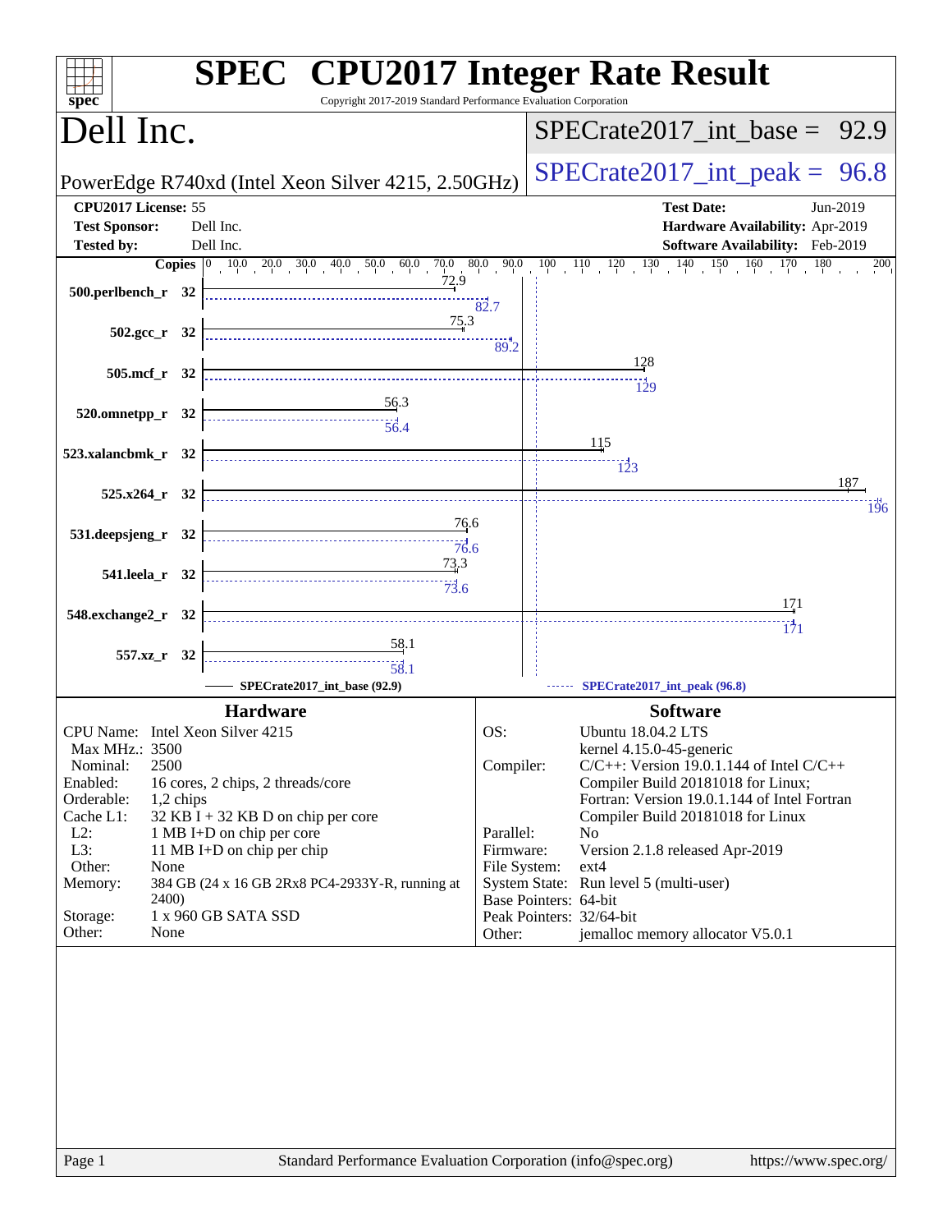# SPEC CPU2017 Integer Rate Result

Copyright 2017-2019 Standard Performance Evaluation Corporation

## Dell Inc.

PowerEdge R740xd (Intel Xeon Silver 4215, 2.50GHz)

SPECrate2017_int_base = 92.9

SPECrate2017_int_peak = 96.8

**CPU2017 License:** 55
**Test Sponsor:** Dell Inc.
**Tested by:** Dell Inc.

**Test Date:** Jun-2019
**Hardware Availability:** Apr-2019
**Software Availability:** Feb-2019

| Benchmark | Copies | Base | Peak |
|---|---|---|---|
| 500.perlbench_r | 32 | 72.9 | 82.7 |
| 502.gcc_r | 32 | 75.3 | 89.2 |
| 505.mcf_r | 32 | 128 | 129 |
| 520.omnetpp_r | 32 | 56.3 | 56.4 |
| 523.xalancbmk_r | 32 | 115 | 123 |
| 525.x264_r | 32 | 187 | 196 |
| 531.deepsjeng_r | 32 | 76.6 | 76.6 |
| 541.leela_r | 32 | 73.3 | 73.6 |
| 548.exchange2_r | 32 | 171 | 171 |
| 557.xz_r | 32 | 58.1 | 58.1 |

SPECrate2017_int_base (92.9)    SPECrate2017_int_peak (96.8)

### Hardware

| | |
|---|---|
| CPU Name: | Intel Xeon Silver 4215 |
| Max MHz.: | 3500 |
| Nominal: | 2500 |
| Enabled: | 16 cores, 2 chips, 2 threads/core |
| Orderable: | 1,2 chips |
| Cache L1: | 32 KB I + 32 KB D on chip per core |
| L2: | 1 MB I+D on chip per core |
| L3: | 11 MB I+D on chip per chip |
| Other: | None |
| Memory: | 384 GB (24 x 16 GB 2Rx8 PC4-2933Y-R, running at 2400) |
| Storage: | 1 x 960 GB SATA SSD |
| Other: | None |

### Software

| | |
|---|---|
| OS: | Ubuntu 18.04.2 LTS kernel 4.15.0-45-generic |
| Compiler: | C/C++: Version 19.0.1.144 of Intel C/C++ Compiler Build 20181018 for Linux; Fortran: Version 19.0.1.144 of Intel Fortran Compiler Build 20181018 for Linux |
| Parallel: | No |
| Firmware: | Version 2.1.8 released Apr-2019 |
| File System: | ext4 |
| System State: | Run level 5 (multi-user) |
| Base Pointers: | 64-bit |
| Peak Pointers: | 32/64-bit |
| Other: | jemalloc memory allocator V5.0.1 |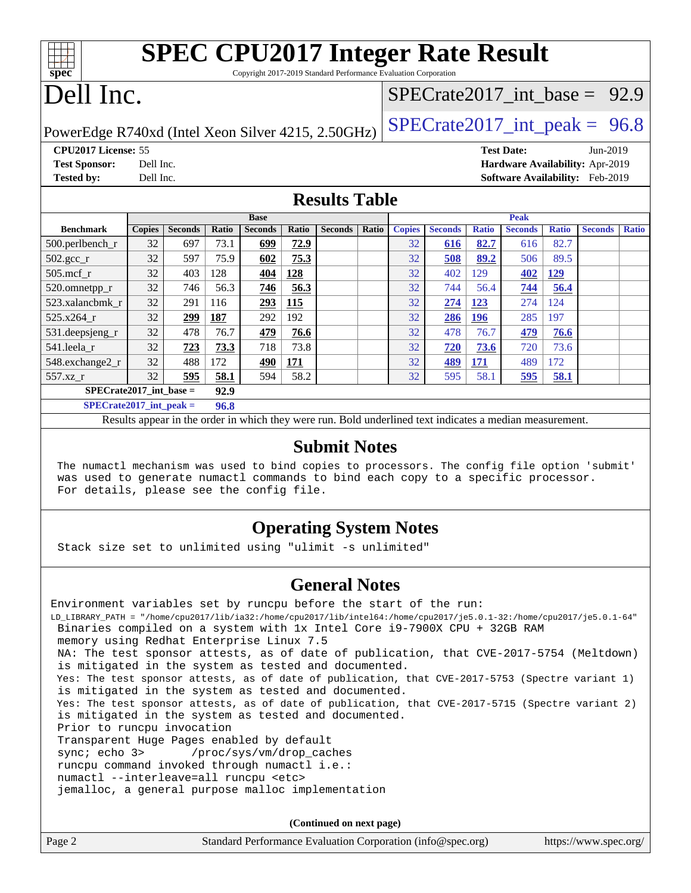# SPEC CPU2017 Integer Rate Result

Copyright 2017-2019 Standard Performance Evaluation Corporation

# Dell Inc.

PowerEdge R740xd (Intel Xeon Silver 4215, 2.50GHz)

SPECrate2017_int_base = 92.9

SPECrate2017_int_peak = 96.8

**CPU2017 License:** 55
**Test Sponsor:** Dell Inc.
**Tested by:** Dell Inc.

**Test Date:** Jun-2019
**Hardware Availability:** Apr-2019
**Software Availability:** Feb-2019

## Results Table

| | Base | | | | | | | Peak | | | | | | |
|---|---|---|---|---|---|---|---|---|---|---|---|---|---|---|
| **Benchmark** | **Copies** | **Seconds** | **Ratio** | **Seconds** | **Ratio** | **Seconds** | **Ratio** | **Copies** | **Seconds** | **Ratio** | **Seconds** | **Ratio** | **Seconds** | **Ratio** |
| 500.perlbench_r | 32 | 697 | 73.1 | **699** | **72.9** | | | 32 | **616** | **82.7** | 616 | 82.7 | | |
| 502.gcc_r | 32 | 597 | 75.9 | **602** | **75.3** | | | 32 | **508** | **89.2** | 506 | 89.5 | | |
| 505.mcf_r | 32 | 403 | 128 | **404** | **128** | | | 32 | 402 | 129 | **402** | **129** | | |
| 520.omnetpp_r | 32 | 746 | 56.3 | **746** | **56.3** | | | 32 | 744 | 56.4 | **744** | **56.4** | | |
| 523.xalancbmk_r | 32 | 291 | 116 | **293** | **115** | | | 32 | **274** | **123** | 274 | 124 | | |
| 525.x264_r | 32 | **299** | **187** | 292 | 192 | | | 32 | **286** | **196** | 285 | 197 | | |
| 531.deepsjeng_r | 32 | 478 | 76.7 | **479** | **76.6** | | | 32 | 478 | 76.7 | **479** | **76.6** | | |
| 541.leela_r | 32 | **723** | **73.3** | 718 | 73.8 | | | 32 | **720** | **73.6** | 720 | 73.6 | | |
| 548.exchange2_r | 32 | 488 | 172 | **490** | **171** | | | 32 | **489** | **171** | 489 | 172 | | |
| 557.xz_r | 32 | **595** | **58.1** | 594 | 58.2 | | | 32 | 595 | 58.1 | **595** | **58.1** | | |

**SPECrate2017_int_base = 92.9**

**SPECrate2017_int_peak = 96.8**

Results appear in the order in which they were run. Bold underlined text indicates a median measurement.

## Submit Notes

The numactl mechanism was used to bind copies to processors. The config file option 'submit' was used to generate numactl commands to bind each copy to a specific processor. For details, please see the config file.

## Operating System Notes

Stack size set to unlimited using "ulimit -s unlimited"

## General Notes

```
Environment variables set by runcpu before the start of the run:
LD_LIBRARY_PATH = "/home/cpu2017/lib/ia32:/home/cpu2017/lib/intel64:/home/cpu2017/je5.0.1-32:/home/cpu2017/je5.0.1-64"
 Binaries compiled on a system with 1x Intel Core i9-7900X CPU + 32GB RAM
 memory using Redhat Enterprise Linux 7.5
 NA: The test sponsor attests, as of date of publication, that CVE-2017-5754 (Meltdown)
 is mitigated in the system as tested and documented.
 Yes: The test sponsor attests, as of date of publication, that CVE-2017-5753 (Spectre variant 1)
 is mitigated in the system as tested and documented.
 Yes: The test sponsor attests, as of date of publication, that CVE-2017-5715 (Spectre variant 2)
 is mitigated in the system as tested and documented.
 Prior to runcpu invocation
 Transparent Huge Pages enabled by default
 sync; echo 3>       /proc/sys/vm/drop_caches
 runcpu command invoked through numactl i.e.:
 numactl --interleave=all runcpu <etc>
 jemalloc, a general purpose malloc implementation
```

(Continued on next page)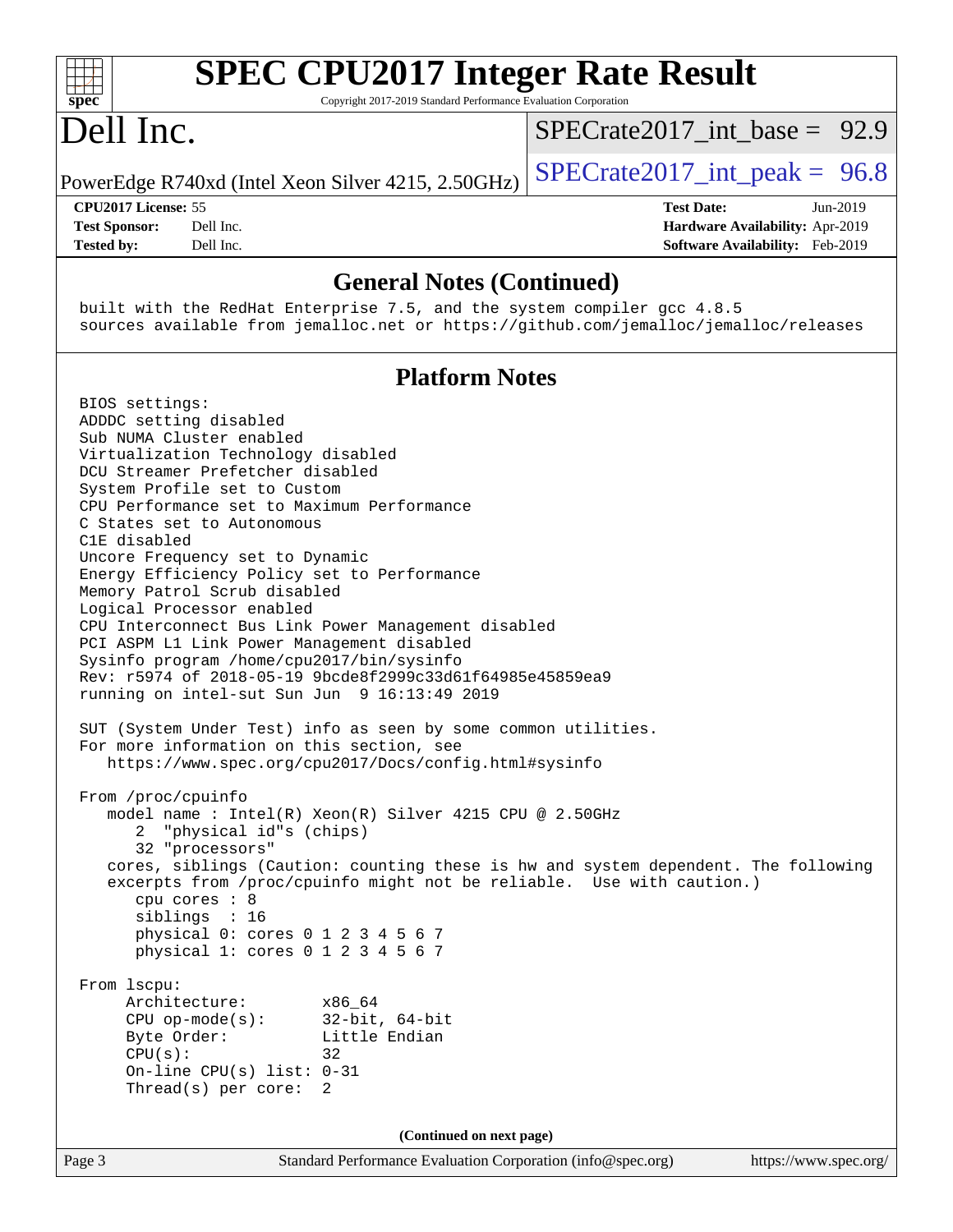## General Notes (Continued)

```
built with the RedHat Enterprise 7.5, and the system compiler gcc 4.8.5
sources available from jemalloc.net or https://github.com/jemalloc/jemalloc/releases
```

## Platform Notes

```
BIOS settings:
ADDDC setting disabled
Sub NUMA Cluster enabled
Virtualization Technology disabled
DCU Streamer Prefetcher disabled
System Profile set to Custom
CPU Performance set to Maximum Performance
C States set to Autonomous
C1E disabled
Uncore Frequency set to Dynamic
Energy Efficiency Policy set to Performance
Memory Patrol Scrub disabled
Logical Processor enabled
CPU Interconnect Bus Link Power Management disabled
PCI ASPM L1 Link Power Management disabled
Sysinfo program /home/cpu2017/bin/sysinfo
Rev: r5974 of 2018-05-19 9bcde8f2999c33d61f64985e45859ea9
running on intel-sut Sun Jun  9 16:13:49 2019

SUT (System Under Test) info as seen by some common utilities.
For more information on this section, see
   https://www.spec.org/cpu2017/Docs/config.html#sysinfo

From /proc/cpuinfo
   model name : Intel(R) Xeon(R) Silver 4215 CPU @ 2.50GHz
      2  "physical id"s (chips)
      32 "processors"
   cores, siblings (Caution: counting these is hw and system dependent. The following
   excerpts from /proc/cpuinfo might not be reliable.  Use with caution.)
      cpu cores : 8
      siblings  : 16
      physical 0: cores 0 1 2 3 4 5 6 7
      physical 1: cores 0 1 2 3 4 5 6 7

From lscpu:
     Architecture:        x86_64
     CPU op-mode(s):      32-bit, 64-bit
     Byte Order:          Little Endian
     CPU(s):              32
     On-line CPU(s) list: 0-31
     Thread(s) per core:  2
```

(Continued on next page)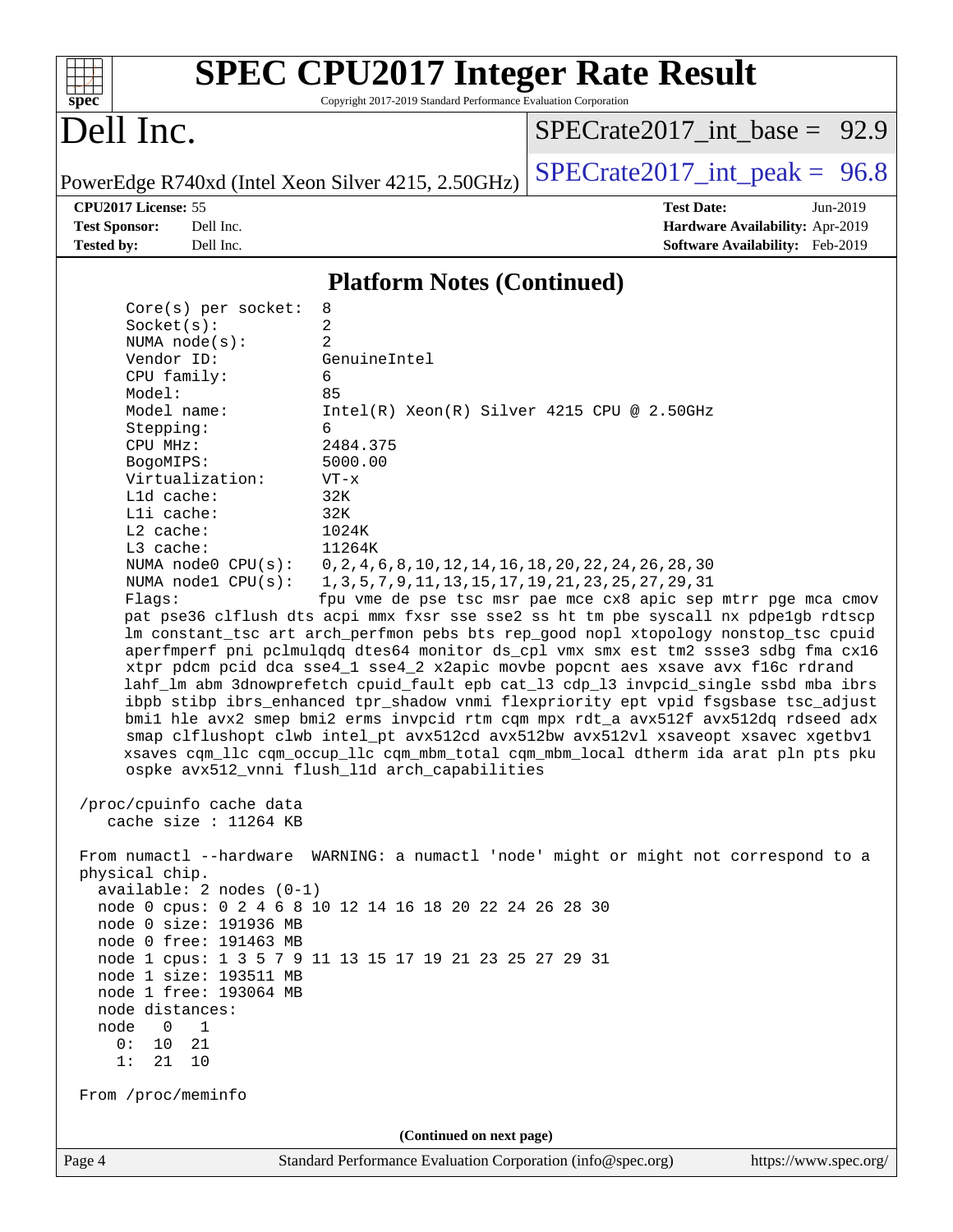## Platform Notes (Continued)

```
    Core(s) per socket:  8
    Socket(s):           2
    NUMA node(s):        2
    Vendor ID:           GenuineIntel
    CPU family:          6
    Model:               85
    Model name:          Intel(R) Xeon(R) Silver 4215 CPU @ 2.50GHz
    Stepping:            6
    CPU MHz:             2484.375
    BogoMIPS:            5000.00
    Virtualization:      VT-x
    L1d cache:           32K
    L1i cache:           32K
    L2 cache:            1024K
    L3 cache:            11264K
    NUMA node0 CPU(s):   0,2,4,6,8,10,12,14,16,18,20,22,24,26,28,30
    NUMA node1 CPU(s):   1,3,5,7,9,11,13,15,17,19,21,23,25,27,29,31
    Flags:               fpu vme de pse tsc msr pae mce cx8 apic sep mtrr pge mca cmov
    pat pse36 clflush dts acpi mmx fxsr sse sse2 ss ht tm pbe syscall nx pdpe1gb rdtscp
    lm constant_tsc art arch_perfmon pebs bts rep_good nopl xtopology nonstop_tsc cpuid
    aperfmperf pni pclmulqdq dtes64 monitor ds_cpl vmx smx est tm2 ssse3 sdbg fma cx16
    xtpr pdcm pcid dca sse4_1 sse4_2 x2apic movbe popcnt aes xsave avx f16c rdrand
    lahf_lm abm 3dnowprefetch cpuid_fault epb cat_l3 cdp_l3 invpcid_single ssbd mba ibrs
    ibpb stibp ibrs_enhanced tpr_shadow vnmi flexpriority ept vpid fsgsbase tsc_adjust
    bmi1 hle avx2 smep bmi2 erms invpcid rtm cqm mpx rdt_a avx512f avx512dq rdseed adx
    smap clflushopt clwb intel_pt avx512cd avx512bw avx512vl xsaveopt xsavec xgetbv1
    xsaves cqm_llc cqm_occup_llc cqm_mbm_total cqm_mbm_local dtherm ida arat pln pts pku
    ospke avx512_vnni flush_l1d arch_capabilities

 /proc/cpuinfo cache data
    cache size : 11264 KB

 From numactl --hardware  WARNING: a numactl 'node' might or might not correspond to a
 physical chip.
   available: 2 nodes (0-1)
   node 0 cpus: 0 2 4 6 8 10 12 14 16 18 20 22 24 26 28 30
   node 0 size: 191936 MB
   node 0 free: 191463 MB
   node 1 cpus: 1 3 5 7 9 11 13 15 17 19 21 23 25 27 29 31
   node 1 size: 193511 MB
   node 1 free: 193064 MB
   node distances:
   node   0   1
     0:  10  21
     1:  21  10

 From /proc/meminfo
```

(Continued on next page)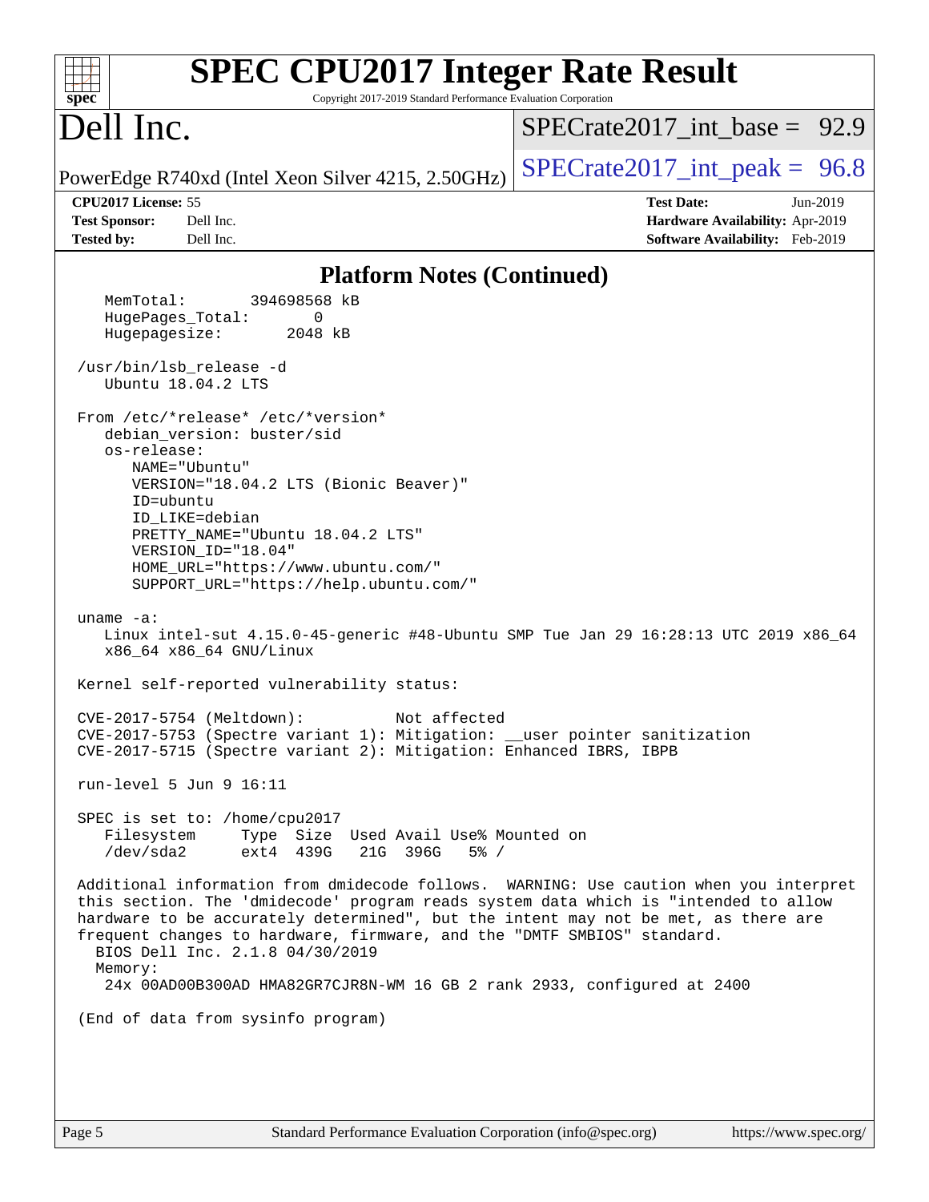## Platform Notes (Continued)

```
    MemTotal:       394698568 kB
    HugePages_Total:       0
    Hugepagesize:       2048 kB

 /usr/bin/lsb_release -d
    Ubuntu 18.04.2 LTS

 From /etc/*release* /etc/*version*
    debian_version: buster/sid
    os-release:
       NAME="Ubuntu"
       VERSION="18.04.2 LTS (Bionic Beaver)"
       ID=ubuntu
       ID_LIKE=debian
       PRETTY_NAME="Ubuntu 18.04.2 LTS"
       VERSION_ID="18.04"
       HOME_URL="https://www.ubuntu.com/"
       SUPPORT_URL="https://help.ubuntu.com/"

 uname -a:
    Linux intel-sut 4.15.0-45-generic #48-Ubuntu SMP Tue Jan 29 16:28:13 UTC 2019 x86_64
    x86_64 x86_64 GNU/Linux

 Kernel self-reported vulnerability status:

 CVE-2017-5754 (Meltdown):          Not affected
 CVE-2017-5753 (Spectre variant 1): Mitigation: __user pointer sanitization
 CVE-2017-5715 (Spectre variant 2): Mitigation: Enhanced IBRS, IBPB

 run-level 5 Jun 9 16:11

 SPEC is set to: /home/cpu2017
    Filesystem     Type  Size  Used Avail Use% Mounted on
    /dev/sda2      ext4  439G   21G  396G   5% /

 Additional information from dmidecode follows.  WARNING: Use caution when you interpret
 this section. The 'dmidecode' program reads system data which is "intended to allow
 hardware to be accurately determined", but the intent may not be met, as there are
 frequent changes to hardware, firmware, and the "DMTF SMBIOS" standard.
   BIOS Dell Inc. 2.1.8 04/30/2019
   Memory:
    24x 00AD00B300AD HMA82GR7CJR8N-WM 16 GB 2 rank 2933, configured at 2400

 (End of data from sysinfo program)
```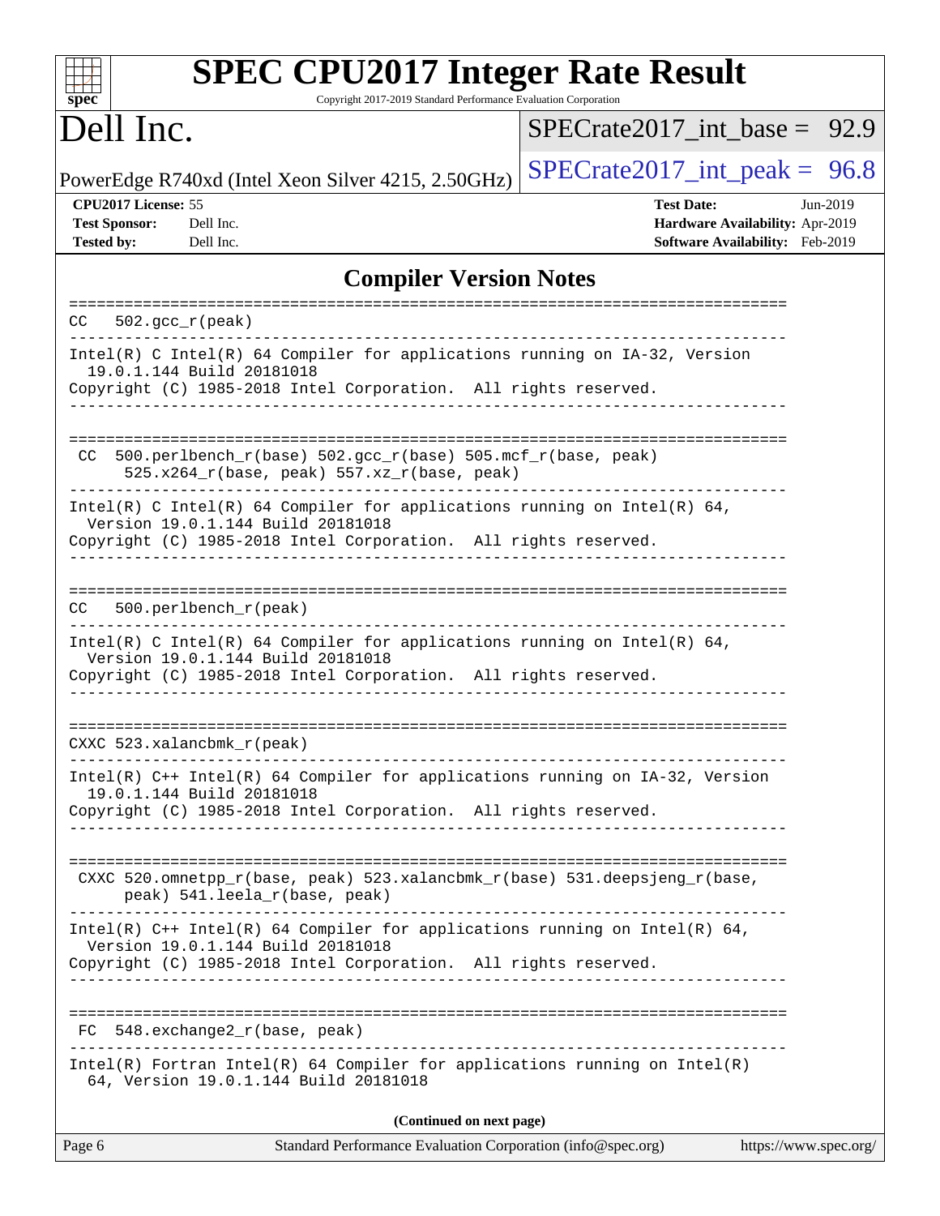## Compiler Version Notes

```
==============================================================================
CC  502.gcc_r(peak)
------------------------------------------------------------------------------
Intel(R) C Intel(R) 64 Compiler for applications running on IA-32, Version
  19.0.1.144 Build 20181018
Copyright (C) 1985-2018 Intel Corporation.  All rights reserved.
------------------------------------------------------------------------------

==============================================================================
 CC  500.perlbench_r(base) 502.gcc_r(base) 505.mcf_r(base, peak)
      525.x264_r(base, peak) 557.xz_r(base, peak)
------------------------------------------------------------------------------
Intel(R) C Intel(R) 64 Compiler for applications running on Intel(R) 64,
  Version 19.0.1.144 Build 20181018
Copyright (C) 1985-2018 Intel Corporation.  All rights reserved.
------------------------------------------------------------------------------

==============================================================================
CC  500.perlbench_r(peak)
------------------------------------------------------------------------------
Intel(R) C Intel(R) 64 Compiler for applications running on Intel(R) 64,
  Version 19.0.1.144 Build 20181018
Copyright (C) 1985-2018 Intel Corporation.  All rights reserved.
------------------------------------------------------------------------------

==============================================================================
CXXC 523.xalancbmk_r(peak)
------------------------------------------------------------------------------
Intel(R) C++ Intel(R) 64 Compiler for applications running on IA-32, Version
  19.0.1.144 Build 20181018
Copyright (C) 1985-2018 Intel Corporation.  All rights reserved.
------------------------------------------------------------------------------

==============================================================================
 CXXC 520.omnetpp_r(base, peak) 523.xalancbmk_r(base) 531.deepsjeng_r(base,
      peak) 541.leela_r(base, peak)
------------------------------------------------------------------------------
Intel(R) C++ Intel(R) 64 Compiler for applications running on Intel(R) 64,
  Version 19.0.1.144 Build 20181018
Copyright (C) 1985-2018 Intel Corporation.  All rights reserved.
------------------------------------------------------------------------------

==============================================================================
FC  548.exchange2_r(base, peak)
------------------------------------------------------------------------------
Intel(R) Fortran Intel(R) 64 Compiler for applications running on Intel(R)
  64, Version 19.0.1.144 Build 20181018
```

**(Continued on next page)**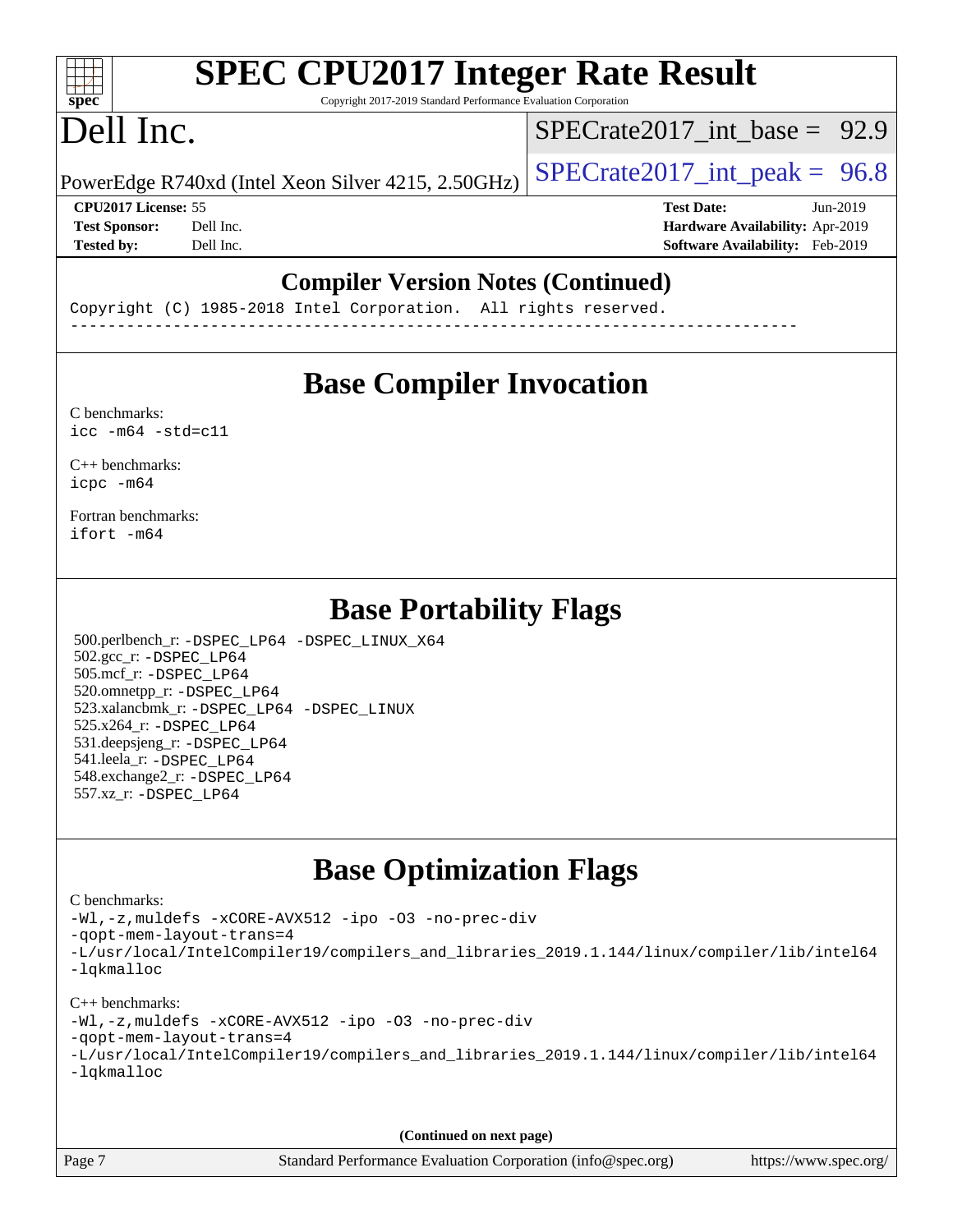## Compiler Version Notes (Continued)

```
Copyright (C) 1985-2018 Intel Corporation.  All rights reserved.
------------------------------------------------------------------------------
```

## Base Compiler Invocation

C benchmarks:
icc -m64 -std=c11

C++ benchmarks:
icpc -m64

Fortran benchmarks:
ifort -m64

## Base Portability Flags

500.perlbench_r: -DSPEC_LP64 -DSPEC_LINUX_X64
502.gcc_r: -DSPEC_LP64
505.mcf_r: -DSPEC_LP64
520.omnetpp_r: -DSPEC_LP64
523.xalancbmk_r: -DSPEC_LP64 -DSPEC_LINUX
525.x264_r: -DSPEC_LP64
531.deepsjeng_r: -DSPEC_LP64
541.leela_r: -DSPEC_LP64
548.exchange2_r: -DSPEC_LP64
557.xz_r: -DSPEC_LP64

## Base Optimization Flags

C benchmarks:
-Wl,-z,muldefs -xCORE-AVX512 -ipo -O3 -no-prec-div
-qopt-mem-layout-trans=4
-L/usr/local/IntelCompiler19/compilers_and_libraries_2019.1.144/linux/compiler/lib/intel64
-lqkmalloc

C++ benchmarks:
-Wl,-z,muldefs -xCORE-AVX512 -ipo -O3 -no-prec-div
-qopt-mem-layout-trans=4
-L/usr/local/IntelCompiler19/compilers_and_libraries_2019.1.144/linux/compiler/lib/intel64
-lqkmalloc

**(Continued on next page)**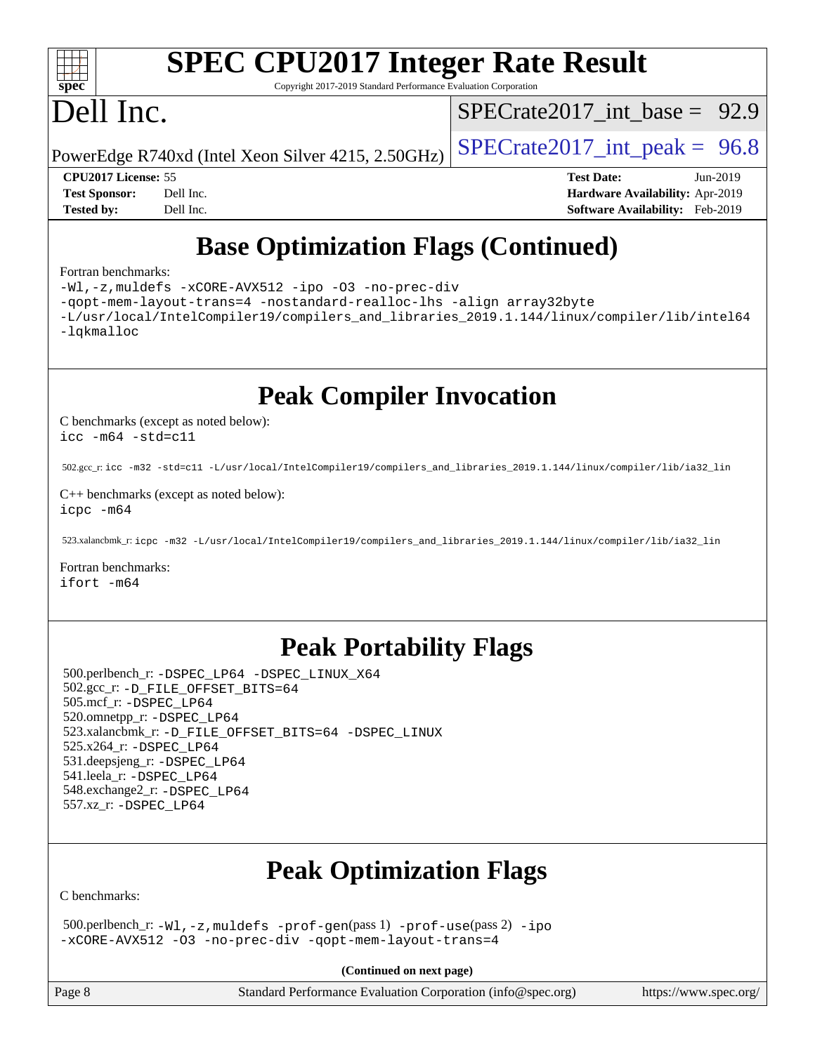# SPEC CPU2017 Integer Rate Result

Copyright 2017-2019 Standard Performance Evaluation Corporation

# Dell Inc.

SPECrate2017_int_base = 92.9

PowerEdge R740xd (Intel Xeon Silver 4215, 2.50GHz)

SPECrate2017_int_peak = 96.8

**CPU2017 License:** 55
**Test Sponsor:** Dell Inc.
**Tested by:** Dell Inc.

**Test Date:** Jun-2019
**Hardware Availability:** Apr-2019
**Software Availability:** Feb-2019

## Base Optimization Flags (Continued)

Fortran benchmarks:

```
-Wl,-z,muldefs -xCORE-AVX512 -ipo -O3 -no-prec-div
-qopt-mem-layout-trans=4 -nostandard-realloc-lhs -align array32byte
-L/usr/local/IntelCompiler19/compilers_and_libraries_2019.1.144/linux/compiler/lib/intel64
-lqkmalloc
```

## Peak Compiler Invocation

C benchmarks (except as noted below):
`icc -m64 -std=c11`

502.gcc_r: `icc -m32 -std=c11 -L/usr/local/IntelCompiler19/compilers_and_libraries_2019.1.144/linux/compiler/lib/ia32_lin`

C++ benchmarks (except as noted below):
`icpc -m64`

523.xalancbmk_r: `icpc -m32 -L/usr/local/IntelCompiler19/compilers_and_libraries_2019.1.144/linux/compiler/lib/ia32_lin`

Fortran benchmarks:
`ifort -m64`

## Peak Portability Flags

500.perlbench_r: `-DSPEC_LP64 -DSPEC_LINUX_X64`
502.gcc_r: `-D_FILE_OFFSET_BITS=64`
505.mcf_r: `-DSPEC_LP64`
520.omnetpp_r: `-DSPEC_LP64`
523.xalancbmk_r: `-D_FILE_OFFSET_BITS=64 -DSPEC_LINUX`
525.x264_r: `-DSPEC_LP64`
531.deepsjeng_r: `-DSPEC_LP64`
541.leela_r: `-DSPEC_LP64`
548.exchange2_r: `-DSPEC_LP64`
557.xz_r: `-DSPEC_LP64`

## Peak Optimization Flags

C benchmarks:

500.perlbench_r: `-Wl,-z,muldefs -prof-gen`(pass 1) `-prof-use`(pass 2) `-ipo -xCORE-AVX512 -O3 -no-prec-div -qopt-mem-layout-trans=4`

**(Continued on next page)**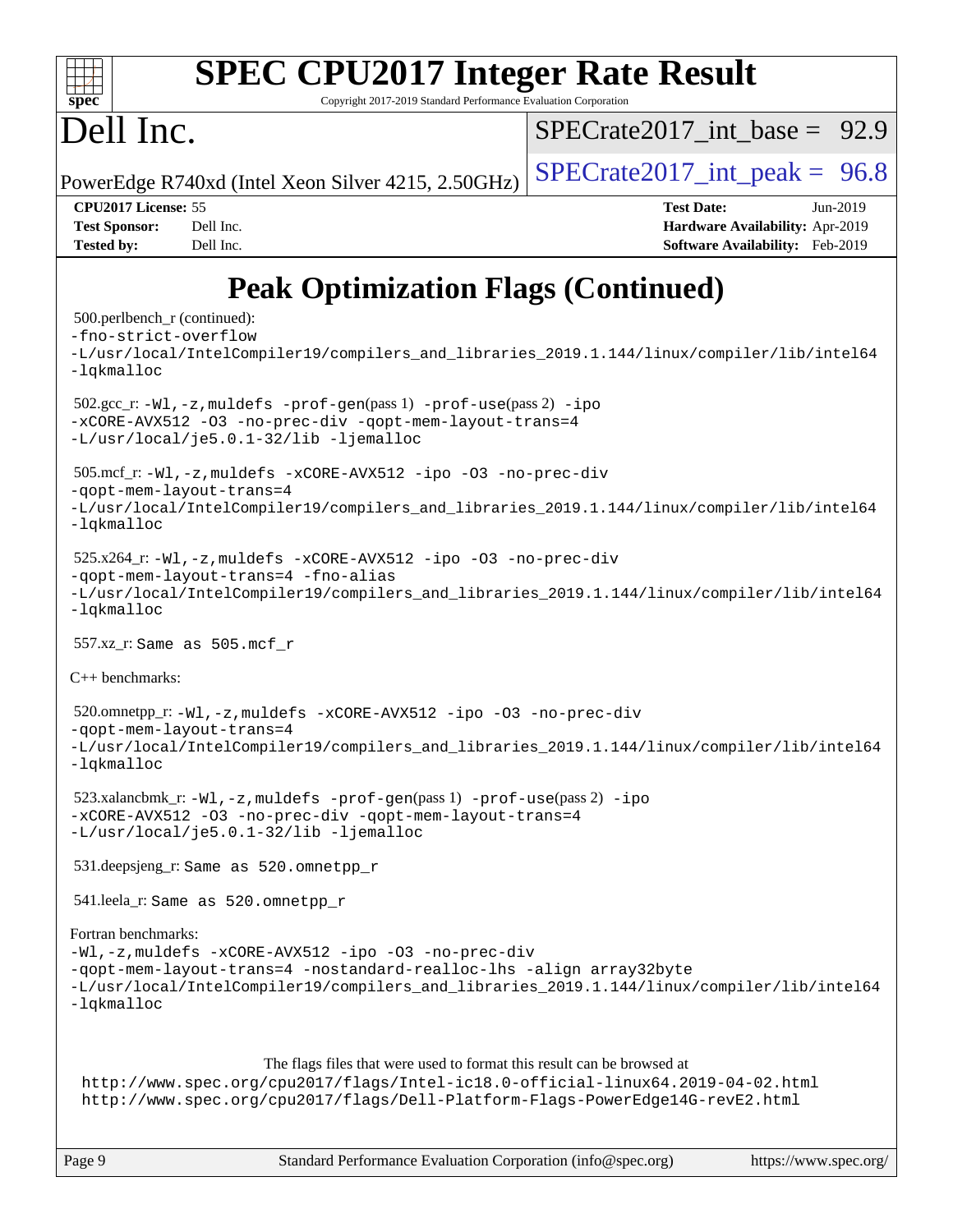# SPEC CPU2017 Integer Rate Result

Copyright 2017-2019 Standard Performance Evaluation Corporation

# Dell Inc.

PowerEdge R740xd (Intel Xeon Silver 4215, 2.50GHz)

SPECrate2017_int_base = 92.9

SPECrate2017_int_peak = 96.8

**CPU2017 License:** 55
**Test Sponsor:** Dell Inc.
**Tested by:** Dell Inc.

**Test Date:** Jun-2019
**Hardware Availability:** Apr-2019
**Software Availability:** Feb-2019

## Peak Optimization Flags (Continued)

500.perlbench_r (continued):
```
-fno-strict-overflow
-L/usr/local/IntelCompiler19/compilers_and_libraries_2019.1.144/linux/compiler/lib/intel64
-lqkmalloc
```

502.gcc_r: `-Wl,-z,muldefs -prof-gen`(pass 1) `-prof-use`(pass 2) `-ipo`
```
-xCORE-AVX512 -O3 -no-prec-div -qopt-mem-layout-trans=4
-L/usr/local/je5.0.1-32/lib -ljemalloc
```

505.mcf_r: `-Wl,-z,muldefs -xCORE-AVX512 -ipo -O3 -no-prec-div`
```
-qopt-mem-layout-trans=4
-L/usr/local/IntelCompiler19/compilers_and_libraries_2019.1.144/linux/compiler/lib/intel64
-lqkmalloc
```

525.x264_r: `-Wl,-z,muldefs -xCORE-AVX512 -ipo -O3 -no-prec-div`
```
-qopt-mem-layout-trans=4 -fno-alias
-L/usr/local/IntelCompiler19/compilers_and_libraries_2019.1.144/linux/compiler/lib/intel64
-lqkmalloc
```

557.xz_r: Same as 505.mcf_r

C++ benchmarks:

520.omnetpp_r: `-Wl,-z,muldefs -xCORE-AVX512 -ipo -O3 -no-prec-div`
```
-qopt-mem-layout-trans=4
-L/usr/local/IntelCompiler19/compilers_and_libraries_2019.1.144/linux/compiler/lib/intel64
-lqkmalloc
```

523.xalancbmk_r: `-Wl,-z,muldefs -prof-gen`(pass 1) `-prof-use`(pass 2) `-ipo`
```
-xCORE-AVX512 -O3 -no-prec-div -qopt-mem-layout-trans=4
-L/usr/local/je5.0.1-32/lib -ljemalloc
```

531.deepsjeng_r: Same as 520.omnetpp_r

541.leela_r: Same as 520.omnetpp_r

Fortran benchmarks:
```
-Wl,-z,muldefs -xCORE-AVX512 -ipo -O3 -no-prec-div
-qopt-mem-layout-trans=4 -nostandard-realloc-lhs -align array32byte
-L/usr/local/IntelCompiler19/compilers_and_libraries_2019.1.144/linux/compiler/lib/intel64
-lqkmalloc
```

The flags files that were used to format this result can be browsed at
http://www.spec.org/cpu2017/flags/Intel-ic18.0-official-linux64.2019-04-02.html
http://www.spec.org/cpu2017/flags/Dell-Platform-Flags-PowerEdge14G-revE2.html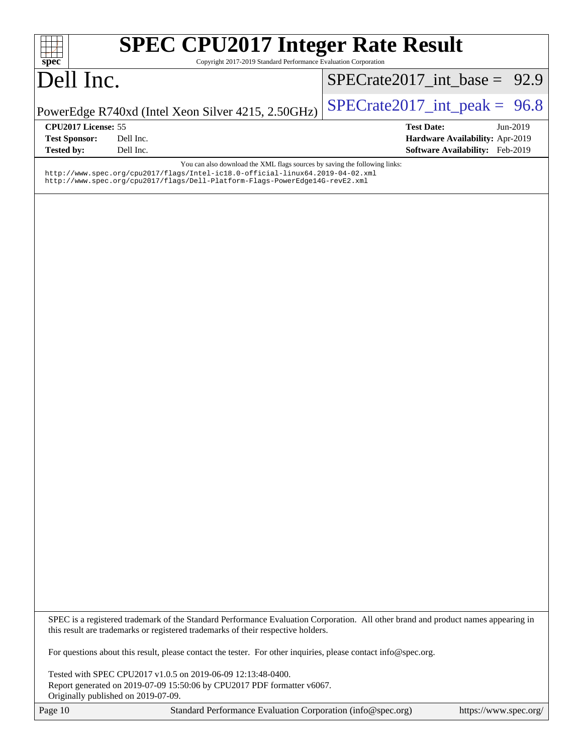# SPEC CPU2017 Integer Rate Result

Copyright 2017-2019 Standard Performance Evaluation Corporation

# Dell Inc.

PowerEdge R740xd (Intel Xeon Silver 4215, 2.50GHz)

SPECrate2017_int_base = 92.9

SPECrate2017_int_peak = 96.8

**CPU2017 License:** 55
**Test Sponsor:** Dell Inc.
**Tested by:** Dell Inc.

**Test Date:** Jun-2019
**Hardware Availability:** Apr-2019
**Software Availability:** Feb-2019

You can also download the XML flags sources by saving the following links:

```
http://www.spec.org/cpu2017/flags/Intel-ic18.0-official-linux64.2019-04-02.xml
http://www.spec.org/cpu2017/flags/Dell-Platform-Flags-PowerEdge14G-revE2.xml
```

SPEC is a registered trademark of the Standard Performance Evaluation Corporation. All other brand and product names appearing in this result are trademarks or registered trademarks of their respective holders.

For questions about this result, please contact the tester. For other inquiries, please contact info@spec.org.

Tested with SPEC CPU2017 v1.0.5 on 2019-06-09 12:13:48-0400.
Report generated on 2019-07-09 15:50:06 by CPU2017 PDF formatter v6067.
Originally published on 2019-07-09.